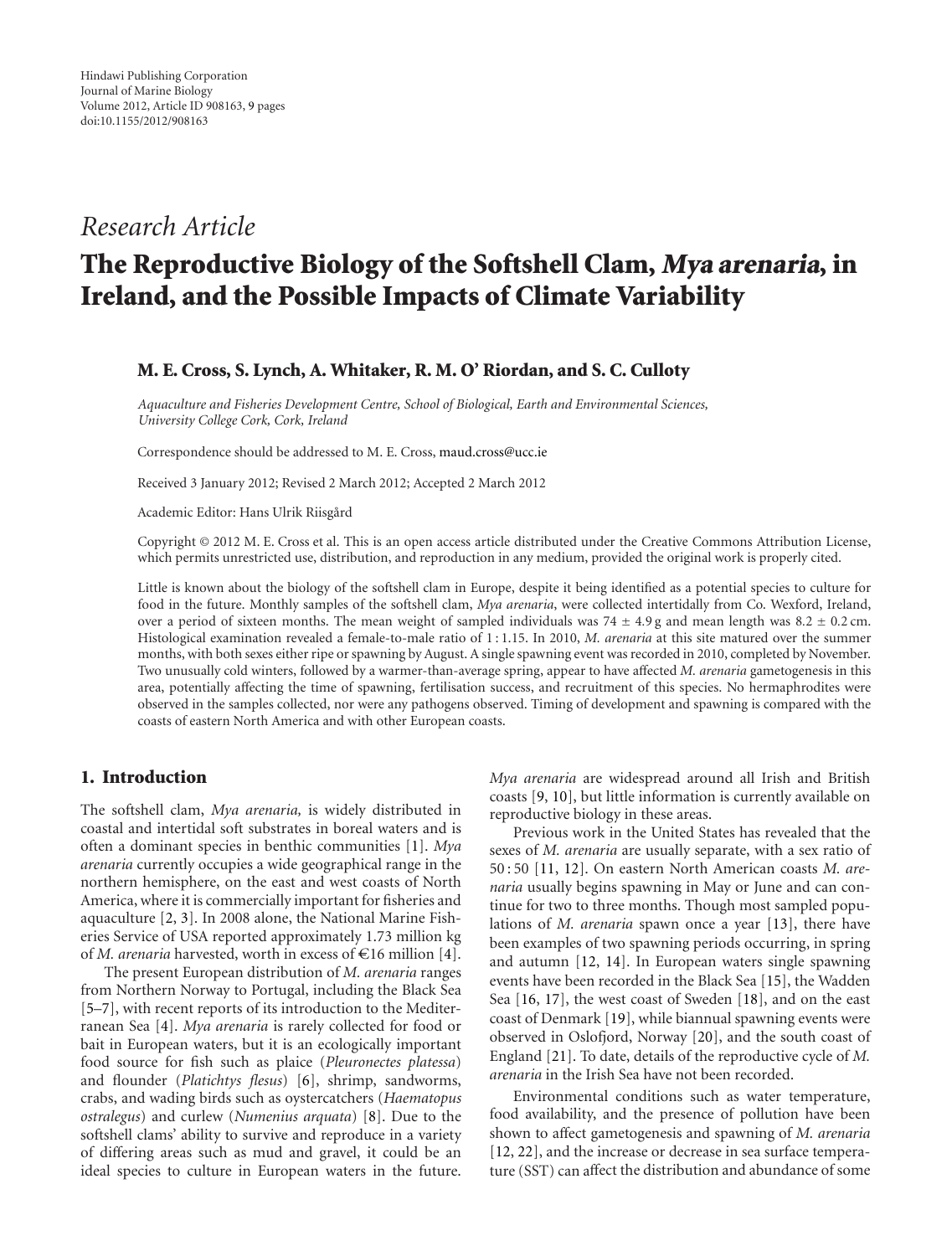Hindawi Publishing Corporation
Journal of Marine Biology
Volume 2012, Article ID 908163, 9 pages
doi:10.1155/2012/908163

*Research Article*

# The Reproductive Biology of the Softshell Clam, *Mya arenaria*, in Ireland, and the Possible Impacts of Climate Variability

**M. E. Cross, S. Lynch, A. Whitaker, R. M. O' Riordan, and S. C. Culloty**

*Aquaculture and Fisheries Development Centre, School of Biological, Earth and Environmental Sciences, University College Cork, Cork, Ireland*

Correspondence should be addressed to M. E. Cross, maud.cross@ucc.ie

Received 3 January 2012; Revised 2 March 2012; Accepted 2 March 2012

Academic Editor: Hans Ulrik Riisgård

Copyright © 2012 M. E. Cross et al. This is an open access article distributed under the Creative Commons Attribution License, which permits unrestricted use, distribution, and reproduction in any medium, provided the original work is properly cited.

Little is known about the biology of the softshell clam in Europe, despite it being identified as a potential species to culture for food in the future. Monthly samples of the softshell clam, *Mya arenaria*, were collected intertidally from Co. Wexford, Ireland, over a period of sixteen months. The mean weight of sampled individuals was $74 \pm 4.9$ g and mean length was $8.2 \pm 0.2$ cm. Histological examination revealed a female-to-male ratio of 1 : 1.15. In 2010, *M. arenaria* at this site matured over the summer months, with both sexes either ripe or spawning by August. A single spawning event was recorded in 2010, completed by November. Two unusually cold winters, followed by a warmer-than-average spring, appear to have affected *M. arenaria* gametogenesis in this area, potentially affecting the time of spawning, fertilisation success, and recruitment of this species. No hermaphrodites were observed in the samples collected, nor were any pathogens observed. Timing of development and spawning is compared with the coasts of eastern North America and with other European coasts.

## 1. Introduction

The softshell clam, *Mya arenaria,* is widely distributed in coastal and intertidal soft substrates in boreal waters and is often a dominant species in benthic communities [1]. *Mya arenaria* currently occupies a wide geographical range in the northern hemisphere, on the east and west coasts of North America, where it is commercially important for fisheries and aquaculture [2, 3]. In 2008 alone, the National Marine Fisheries Service of USA reported approximately 1.73 million kg of *M. arenaria* harvested, worth in excess of €16 million [4].

The present European distribution of *M. arenaria* ranges from Northern Norway to Portugal, including the Black Sea [5–7], with recent reports of its introduction to the Mediterranean Sea [4]. *Mya arenaria* is rarely collected for food or bait in European waters, but it is an ecologically important food source for fish such as plaice (*Pleuronectes platessa*) and flounder (*Platichtys flesus*) [6], shrimp, sandworms, crabs, and wading birds such as oystercatchers (*Haematopus ostralegus*) and curlew (*Numenius arquata*) [8]. Due to the softshell clams' ability to survive and reproduce in a variety of differing areas such as mud and gravel, it could be an ideal species to culture in European waters in the future. *Mya arenaria* are widespread around all Irish and British coasts [9, 10], but little information is currently available on reproductive biology in these areas.

Previous work in the United States has revealed that the sexes of *M. arenaria* are usually separate, with a sex ratio of 50 : 50 [11, 12]. On eastern North American coasts *M. arenaria* usually begins spawning in May or June and can continue for two to three months. Though most sampled populations of *M. arenaria* spawn once a year [13], there have been examples of two spawning periods occurring, in spring and autumn [12, 14]. In European waters single spawning events have been recorded in the Black Sea [15], the Wadden Sea [16, 17], the west coast of Sweden [18], and on the east coast of Denmark [19], while biannual spawning events were observed in Oslofjord, Norway [20], and the south coast of England [21]. To date, details of the reproductive cycle of *M. arenaria* in the Irish Sea have not been recorded.

Environmental conditions such as water temperature, food availability, and the presence of pollution have been shown to affect gametogenesis and spawning of *M. arenaria* [12, 22], and the increase or decrease in sea surface temperature (SST) can affect the distribution and abundance of some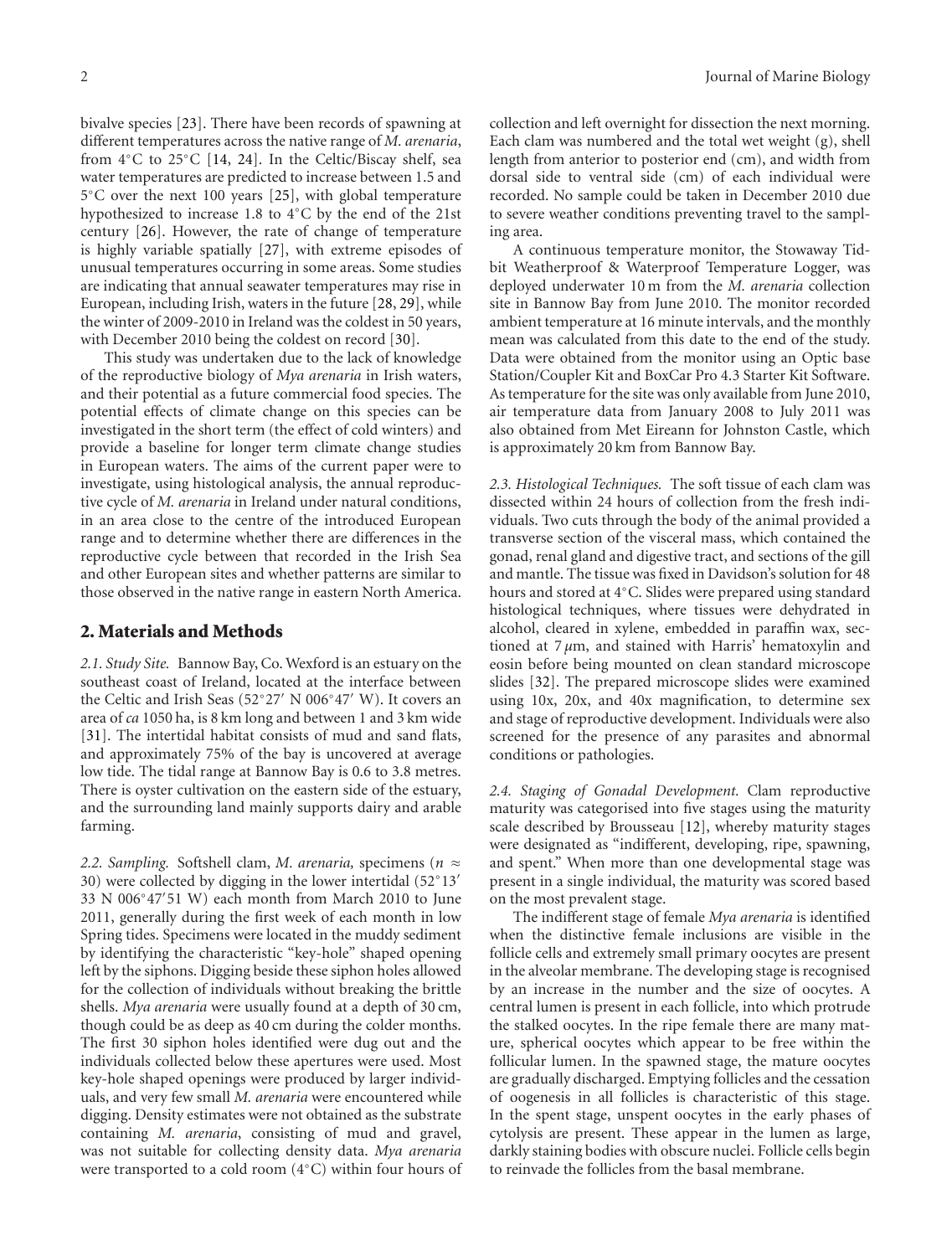bivalve species [23]. There have been records of spawning at different temperatures across the native range of *M. arenaria*, from 4°C to 25°C [14, 24]. In the Celtic/Biscay shelf, sea water temperatures are predicted to increase between 1.5 and 5°C over the next 100 years [25], with global temperature hypothesized to increase 1.8 to 4°C by the end of the 21st century [26]. However, the rate of change of temperature is highly variable spatially [27], with extreme episodes of unusual temperatures occurring in some areas. Some studies are indicating that annual seawater temperatures may rise in European, including Irish, waters in the future [28, 29], while the winter of 2009-2010 in Ireland was the coldest in 50 years, with December 2010 being the coldest on record [30].

This study was undertaken due to the lack of knowledge of the reproductive biology of *Mya arenaria* in Irish waters, and their potential as a future commercial food species. The potential effects of climate change on this species can be investigated in the short term (the effect of cold winters) and provide a baseline for longer term climate change studies in European waters. The aims of the current paper were to investigate, using histological analysis, the annual reproductive cycle of *M. arenaria* in Ireland under natural conditions, in an area close to the centre of the introduced European range and to determine whether there are differences in the reproductive cycle between that recorded in the Irish Sea and other European sites and whether patterns are similar to those observed in the native range in eastern North America.

## 2. Materials and Methods

*2.1. Study Site.* Bannow Bay, Co. Wexford is an estuary on the southeast coast of Ireland, located at the interface between the Celtic and Irish Seas (52°27′ N 006°47′ W). It covers an area of *ca* 1050 ha, is 8 km long and between 1 and 3 km wide [31]. The intertidal habitat consists of mud and sand flats, and approximately 75% of the bay is uncovered at average low tide. The tidal range at Bannow Bay is 0.6 to 3.8 metres. There is oyster cultivation on the eastern side of the estuary, and the surrounding land mainly supports dairy and arable farming.

*2.2. Sampling.* Softshell clam, *M. arenaria,* specimens ($n \approx 30$) were collected by digging in the lower intertidal (52°13′ 33 N 006°47′51 W) each month from March 2010 to June 2011, generally during the first week of each month in low Spring tides. Specimens were located in the muddy sediment by identifying the characteristic "key-hole" shaped opening left by the siphons. Digging beside these siphon holes allowed for the collection of individuals without breaking the brittle shells. *Mya arenaria* were usually found at a depth of 30 cm, though could be as deep as 40 cm during the colder months. The first 30 siphon holes identified were dug out and the individuals collected below these apertures were used. Most key-hole shaped openings were produced by larger individuals, and very few small *M. arenaria* were encountered while digging. Density estimates were not obtained as the substrate containing *M. arenaria*, consisting of mud and gravel, was not suitable for collecting density data. *Mya arenaria* were transported to a cold room (4°C) within four hours of collection and left overnight for dissection the next morning. Each clam was numbered and the total wet weight (g), shell length from anterior to posterior end (cm), and width from dorsal side to ventral side (cm) of each individual were recorded. No sample could be taken in December 2010 due to severe weather conditions preventing travel to the sampling area.

A continuous temperature monitor, the Stowaway Tidbit Weatherproof & Waterproof Temperature Logger, was deployed underwater 10 m from the *M. arenaria* collection site in Bannow Bay from June 2010. The monitor recorded ambient temperature at 16 minute intervals, and the monthly mean was calculated from this date to the end of the study. Data were obtained from the monitor using an Optic base Station/Coupler Kit and BoxCar Pro 4.3 Starter Kit Software. As temperature for the site was only available from June 2010, air temperature data from January 2008 to July 2011 was also obtained from Met Eireann for Johnston Castle, which is approximately 20 km from Bannow Bay.

*2.3. Histological Techniques.* The soft tissue of each clam was dissected within 24 hours of collection from the fresh individuals. Two cuts through the body of the animal provided a transverse section of the visceral mass, which contained the gonad, renal gland and digestive tract, and sections of the gill and mantle. The tissue was fixed in Davidson's solution for 48 hours and stored at 4°C. Slides were prepared using standard histological techniques, where tissues were dehydrated in alcohol, cleared in xylene, embedded in paraffin wax, sectioned at 7 $\mu$m, and stained with Harris' hematoxylin and eosin before being mounted on clean standard microscope slides [32]. The prepared microscope slides were examined using 10x, 20x, and 40x magnification, to determine sex and stage of reproductive development. Individuals were also screened for the presence of any parasites and abnormal conditions or pathologies.

*2.4. Staging of Gonadal Development.* Clam reproductive maturity was categorised into five stages using the maturity scale described by Brousseau [12], whereby maturity stages were designated as "indifferent, developing, ripe, spawning, and spent." When more than one developmental stage was present in a single individual, the maturity was scored based on the most prevalent stage.

The indifferent stage of female *Mya arenaria* is identified when the distinctive female inclusions are visible in the follicle cells and extremely small primary oocytes are present in the alveolar membrane. The developing stage is recognised by an increase in the number and the size of oocytes. A central lumen is present in each follicle, into which protrude the stalked oocytes. In the ripe female there are many mature, spherical oocytes which appear to be free within the follicular lumen. In the spawned stage, the mature oocytes are gradually discharged. Emptying follicles and the cessation of oogenesis in all follicles is characteristic of this stage. In the spent stage, unspent oocytes in the early phases of cytolysis are present. These appear in the lumen as large, darkly staining bodies with obscure nuclei. Follicle cells begin to reinvade the follicles from the basal membrane.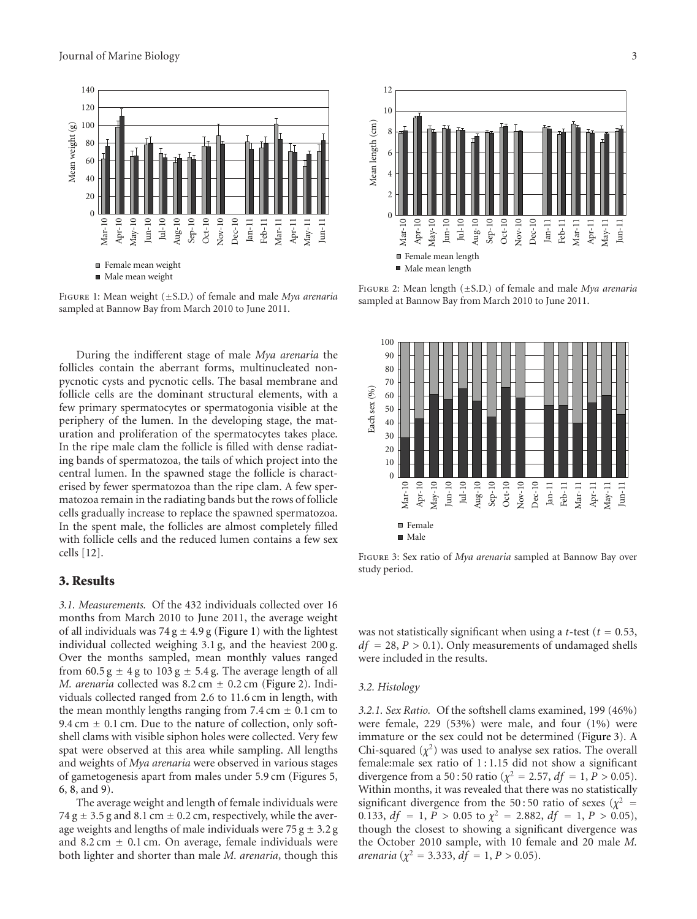Figure 1: Mean weight (±S.D.) of female and male *Mya arenaria* sampled at Bannow Bay from March 2010 to June 2011.

Figure 2: Mean length (±S.D.) of female and male *Mya arenaria* sampled at Bannow Bay from March 2010 to June 2011.

During the indifferent stage of male *Mya arenaria* the follicles contain the aberrant forms, multinucleated non-pycnotic cysts and pycnotic cells. The basal membrane and follicle cells are the dominant structural elements, with a few primary spermatocytes or spermatogonia visible at the periphery of the lumen. In the developing stage, the maturation and proliferation of the spermatocytes takes place. In the ripe male clam the follicle is filled with dense radiating bands of spermatozoa, the tails of which project into the central lumen. In the spawned stage the follicle is characterised by fewer spermatozoa than the ripe clam. A few spermatozoa remain in the radiating bands but the rows of follicle cells gradually increase to replace the spawned spermatozoa. In the spent male, the follicles are almost completely filled with follicle cells and the reduced lumen contains a few sex cells [12].

Figure 3: Sex ratio of *Mya arenaria* sampled at Bannow Bay over study period.

## 3. Results

*3.1. Measurements.* Of the 432 individuals collected over 16 months from March 2010 to June 2011, the average weight of all individuals was 74 g ± 4.9 g (Figure 1) with the lightest individual collected weighing 3.1 g, and the heaviest 200 g. Over the months sampled, mean monthly values ranged from 60.5 g ± 4 g to 103 g ± 5.4 g. The average length of all *M. arenaria* collected was 8.2 cm ± 0.2 cm (Figure 2). Individuals collected ranged from 2.6 to 11.6 cm in length, with the mean monthly lengths ranging from 7.4 cm ± 0.1 cm to 9.4 cm ± 0.1 cm. Due to the nature of collection, only soft-shell clams with visible siphon holes were collected. Very few spat were observed at this area while sampling. All lengths and weights of *Mya arenaria* were observed in various stages of gametogenesis apart from males under 5.9 cm (Figures 5, 6, 8, and 9).

The average weight and length of female individuals were 74 g ± 3.5 g and 8.1 cm ± 0.2 cm, respectively, while the average weights and lengths of male individuals were 75 g ± 3.2 g and 8.2 cm ± 0.1 cm. On average, female individuals were both lighter and shorter than male *M. arenaria*, though this was not statistically significant when using a *t*-test ($t = 0.53$, $df = 28$, $P > 0.1$). Only measurements of undamaged shells were included in the results.

*3.2. Histology*

*3.2.1. Sex Ratio.* Of the softshell clams examined, 199 (46%) were female, 229 (53%) were male, and four (1%) were immature or the sex could not be determined (Figure 3). A Chi-squared ($\chi^2$) was used to analyse sex ratios. The overall female:male sex ratio of 1 : 1.15 did not show a significant divergence from a 50 : 50 ratio ($\chi^2 = 2.57$, $df = 1$, $P > 0.05$). Within months, it was revealed that there was no statistically significant divergence from the 50 : 50 ratio of sexes ($\chi^2 = 0.133$, $df = 1$, $P > 0.05$ to $\chi^2 = 2.882$, $df = 1$, $P > 0.05$), though the closest to showing a significant divergence was the October 2010 sample, with 10 female and 20 male *M. arenaria* ($\chi^2 = 3.333$, $df = 1$, $P > 0.05$).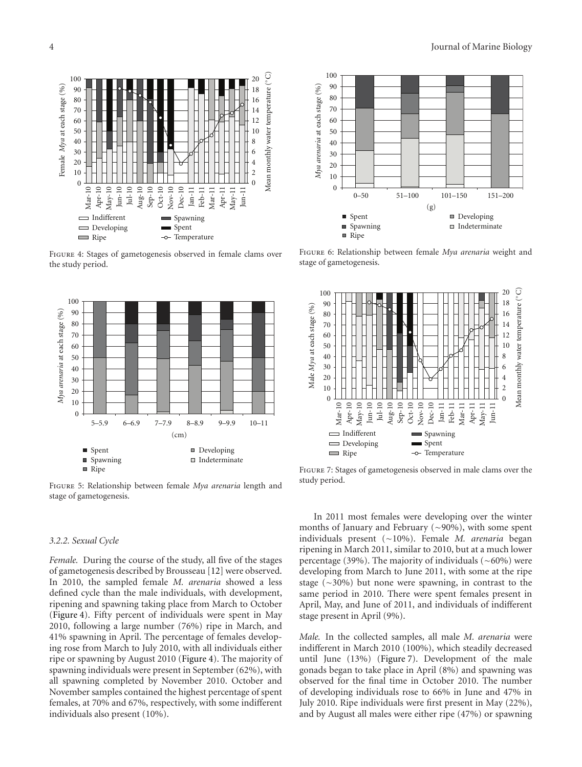Figure 4: Stages of gametogenesis observed in female clams over the study period.

Figure 5: Relationship between female *Mya arenaria* length and stage of gametogenesis.

Figure 6: Relationship between female *Mya arenaria* weight and stage of gametogenesis.

Figure 7: Stages of gametogenesis observed in male clams over the study period.

### 3.2.2. Sexual Cycle

*Female.* During the course of the study, all five of the stages of gametogenesis described by Brousseau [12] were observed. In 2010, the sampled female *M. arenaria* showed a less defined cycle than the male individuals, with development, ripening and spawning taking place from March to October (Figure 4). Fifty percent of individuals were spent in May 2010, following a large number (76%) ripe in March, and 41% spawning in April. The percentage of females developing rose from March to July 2010, with all individuals either ripe or spawning by August 2010 (Figure 4). The majority of spawning individuals were present in September (62%), with all spawning completed by November 2010. October and November samples contained the highest percentage of spent females, at 70% and 67%, respectively, with some indifferent individuals also present (10%).

In 2011 most females were developing over the winter months of January and February (~90%), with some spent individuals present (~10%). Female *M. arenaria* began ripening in March 2011, similar to 2010, but at a much lower percentage (39%). The majority of individuals (~60%) were developing from March to June 2011, with some at the ripe stage (~30%) but none were spawning, in contrast to the same period in 2010. There were spent females present in April, May, and June of 2011, and individuals of indifferent stage present in April (9%).

*Male.* In the collected samples, all male *M. arenaria* were indifferent in March 2010 (100%), which steadily decreased until June (13%) (Figure 7). Development of the male gonads began to take place in April (8%) and spawning was observed for the final time in October 2010. The number of developing individuals rose to 66% in June and 47% in July 2010. Ripe individuals were first present in May (22%), and by August all males were either ripe (47%) or spawning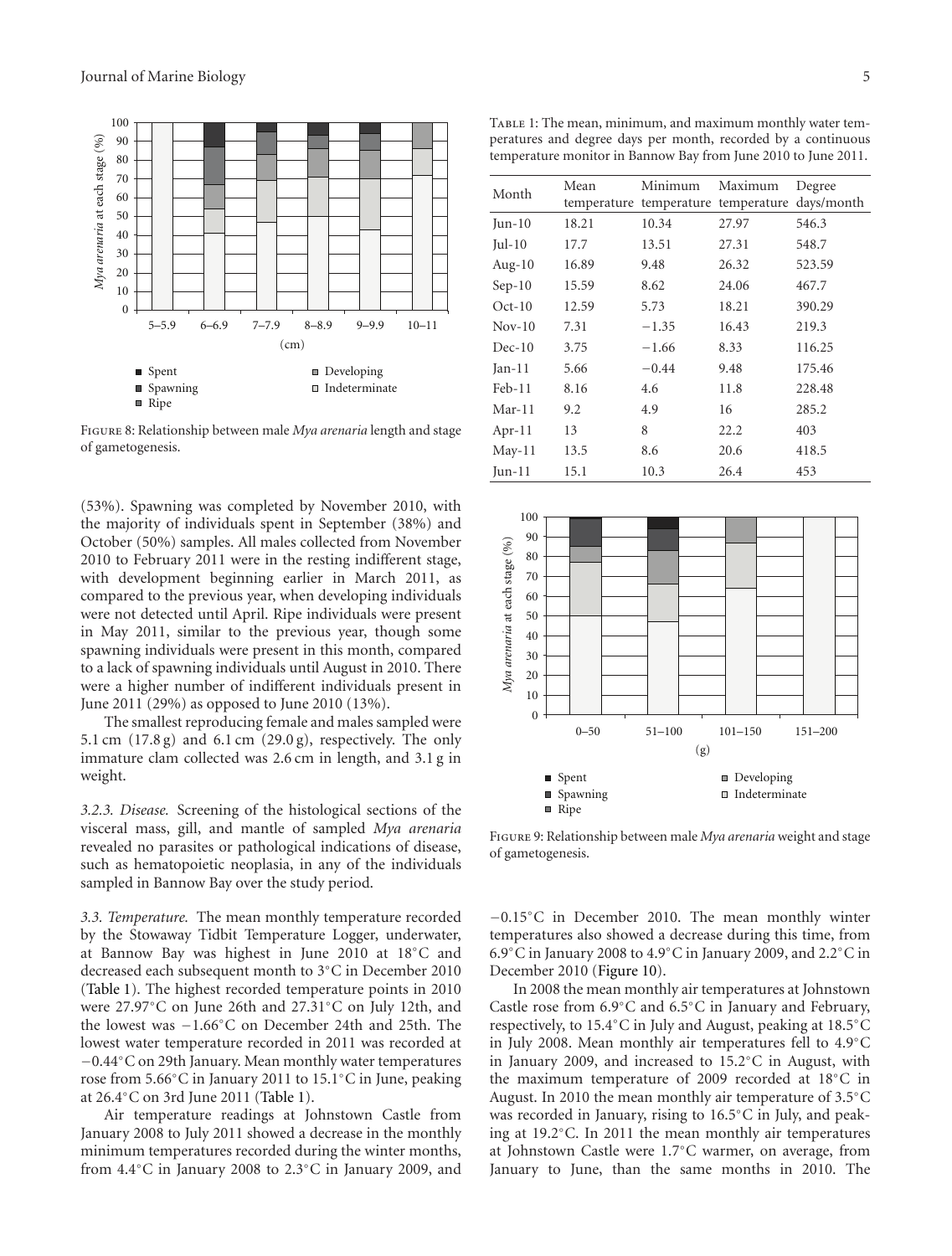Figure 8: Relationship between male *Mya arenaria* length and stage of gametogenesis.

Table 1: The mean, minimum, and maximum monthly water temperatures and degree days per month, recorded by a continuous temperature monitor in Bannow Bay from June 2010 to June 2011.

| Month | Mean temperature | Minimum temperature | Maximum temperature | Degree days/month |
|---|---|---|---|---|
| Jun-10 | 18.21 | 10.34 | 27.97 | 546.3 |
| Jul-10 | 17.7 | 13.51 | 27.31 | 548.7 |
| Aug-10 | 16.89 | 9.48 | 26.32 | 523.59 |
| Sep-10 | 15.59 | 8.62 | 24.06 | 467.7 |
| Oct-10 | 12.59 | 5.73 | 18.21 | 390.29 |
| Nov-10 | 7.31 | −1.35 | 16.43 | 219.3 |
| Dec-10 | 3.75 | −1.66 | 8.33 | 116.25 |
| Jan-11 | 5.66 | −0.44 | 9.48 | 175.46 |
| Feb-11 | 8.16 | 4.6 | 11.8 | 228.48 |
| Mar-11 | 9.2 | 4.9 | 16 | 285.2 |
| Apr-11 | 13 | 8 | 22.2 | 403 |
| May-11 | 13.5 | 8.6 | 20.6 | 418.5 |
| Jun-11 | 15.1 | 10.3 | 26.4 | 453 |

Figure 9: Relationship between male *Mya arenaria* weight and stage of gametogenesis.

(53%). Spawning was completed by November 2010, with the majority of individuals spent in September (38%) and October (50%) samples. All males collected from November 2010 to February 2011 were in the resting indifferent stage, with development beginning earlier in March 2011, as compared to the previous year, when developing individuals were not detected until April. Ripe individuals were present in May 2011, similar to the previous year, though some spawning individuals were present in this month, compared to a lack of spawning individuals until August in 2010. There were a higher number of indifferent individuals present in June 2011 (29%) as opposed to June 2010 (13%).

The smallest reproducing female and males sampled were 5.1 cm (17.8 g) and 6.1 cm (29.0 g), respectively. The only immature clam collected was 2.6 cm in length, and 3.1 g in weight.

*3.2.3. Disease.* Screening of the histological sections of the visceral mass, gill, and mantle of sampled *Mya arenaria* revealed no parasites or pathological indications of disease, such as hematopoietic neoplasia, in any of the individuals sampled in Bannow Bay over the study period.

*3.3. Temperature.* The mean monthly temperature recorded by the Stowaway Tidbit Temperature Logger, underwater, at Bannow Bay was highest in June 2010 at 18°C and decreased each subsequent month to 3°C in December 2010 (Table 1). The highest recorded temperature points in 2010 were 27.97°C on June 26th and 27.31°C on July 12th, and the lowest was −1.66°C on December 24th and 25th. The lowest water temperature recorded in 2011 was recorded at −0.44°C on 29th January. Mean monthly water temperatures rose from 5.66°C in January 2011 to 15.1°C in June, peaking at 26.4°C on 3rd June 2011 (Table 1).

Air temperature readings at Johnstown Castle from January 2008 to July 2011 showed a decrease in the monthly minimum temperatures recorded during the winter months, from 4.4°C in January 2008 to 2.3°C in January 2009, and −0.15°C in December 2010. The mean monthly winter temperatures also showed a decrease during this time, from 6.9°C in January 2008 to 4.9°C in January 2009, and 2.2°C in December 2010 (Figure 10).

In 2008 the mean monthly air temperatures at Johnstown Castle rose from 6.9°C and 6.5°C in January and February, respectively, to 15.4°C in July and August, peaking at 18.5°C in July 2008. Mean monthly air temperatures fell to 4.9°C in January 2009, and increased to 15.2°C in August, with the maximum temperature of 2009 recorded at 18°C in August. In 2010 the mean monthly air temperature of 3.5°C was recorded in January, rising to 16.5°C in July, and peaking at 19.2°C. In 2011 the mean monthly air temperatures at Johnstown Castle were 1.7°C warmer, on average, from January to June, than the same months in 2010. The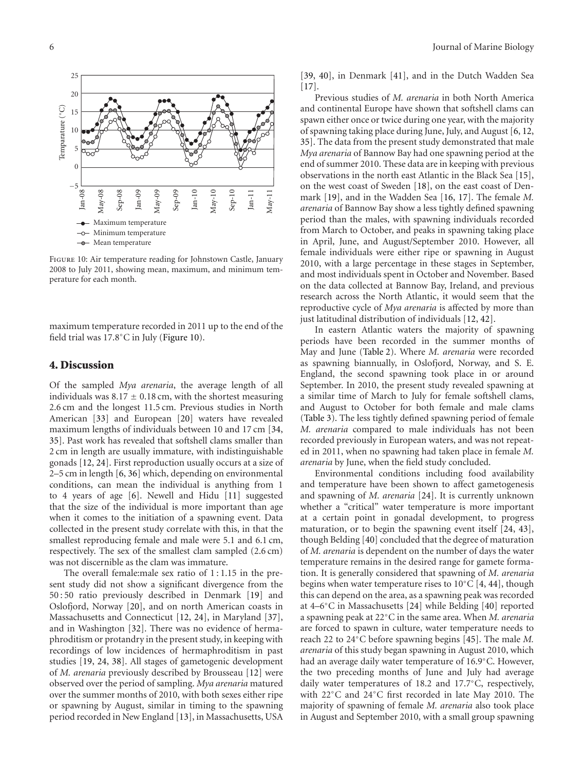FIGURE 10: Air temperature reading for Johnstown Castle, January 2008 to July 2011, showing mean, maximum, and minimum temperature for each month.

maximum temperature recorded in 2011 up to the end of the field trial was 17.8°C in July (Figure 10).

## 4. Discussion

Of the sampled *Mya arenaria*, the average length of all individuals was $8.17 \pm 0.18$ cm, with the shortest measuring 2.6 cm and the longest 11.5 cm. Previous studies in North American [33] and European [20] waters have revealed maximum lengths of individuals between 10 and 17 cm [34, 35]. Past work has revealed that softshell clams smaller than 2 cm in length are usually immature, with indistinguishable gonads [12, 24]. First reproduction usually occurs at a size of 2–5 cm in length [6, 36] which, depending on environmental conditions, can mean the individual is anything from 1 to 4 years of age [6]. Newell and Hidu [11] suggested that the size of the individual is more important than age when it comes to the initiation of a spawning event. Data collected in the present study correlate with this, in that the smallest reproducing female and male were 5.1 and 6.1 cm, respectively. The sex of the smallest clam sampled (2.6 cm) was not discernible as the clam was immature.

The overall female:male sex ratio of 1 : 1.15 in the present study did not show a significant divergence from the 50 : 50 ratio previously described in Denmark [19] and Oslofjord, Norway [20], and on north American coasts in Massachusetts and Connecticut [12, 24], in Maryland [37], and in Washington [32]. There was no evidence of hermaphroditism or protandry in the present study, in keeping with recordings of low incidences of hermaphroditism in past studies [19, 24, 38]. All stages of gametogenic development of *M. arenaria* previously described by Brousseau [12] were observed over the period of sampling. *Mya arenaria* matured over the summer months of 2010, with both sexes either ripe or spawning by August, similar in timing to the spawning period recorded in New England [13], in Massachusetts, USA [39, 40], in Denmark [41], and in the Dutch Wadden Sea [17].

Previous studies of *M. arenaria* in both North America and continental Europe have shown that softshell clams can spawn either once or twice during one year, with the majority of spawning taking place during June, July, and August [6, 12, 35]. The data from the present study demonstrated that male *Mya arenaria* of Bannow Bay had one spawning period at the end of summer 2010. These data are in keeping with previous observations in the north east Atlantic in the Black Sea [15], on the west coast of Sweden [18], on the east coast of Denmark [19], and in the Wadden Sea [16, 17]. The female *M. arenaria* of Bannow Bay show a less tightly defined spawning period than the males, with spawning individuals recorded from March to October, and peaks in spawning taking place in April, June, and August/September 2010. However, all female individuals were either ripe or spawning in August 2010, with a large percentage in these stages in September, and most individuals spent in October and November. Based on the data collected at Bannow Bay, Ireland, and previous research across the North Atlantic, it would seem that the reproductive cycle of *Mya arenaria* is affected by more than just latitudinal distribution of individuals [12, 42].

In eastern Atlantic waters the majority of spawning periods have been recorded in the summer months of May and June (Table 2). Where *M. arenaria* were recorded as spawning biannually, in Oslofjord, Norway, and S. E. England, the second spawning took place in or around September. In 2010, the present study revealed spawning at a similar time of March to July for female softshell clams, and August to October for both female and male clams (Table 3). The less tightly defined spawning period of female *M. arenaria* compared to male individuals has not been recorded previously in European waters, and was not repeated in 2011, when no spawning had taken place in female *M. arenaria* by June, when the field study concluded.

Environmental conditions including food availability and temperature have been shown to affect gametogenesis and spawning of *M. arenaria* [24]. It is currently unknown whether a "critical" water temperature is more important at a certain point in gonadal development, to progress maturation, or to begin the spawning event itself [24, 43], though Belding [40] concluded that the degree of maturation of *M. arenaria* is dependent on the number of days the water temperature remains in the desired range for gamete formation. It is generally considered that spawning of *M. arenaria* begins when water temperature rises to 10°C [4, 44], though this can depend on the area, as a spawning peak was recorded at 4–6°C in Massachusetts [24] while Belding [40] reported a spawning peak at 22°C in the same area. When *M. arenaria* are forced to spawn in culture, water temperature needs to reach 22 to 24°C before spawning begins [45]. The male *M. arenaria* of this study began spawning in August 2010, which had an average daily water temperature of 16.9°C. However, the two preceding months of June and July had average daily water temperatures of 18.2 and 17.7°C, respectively, with 22°C and 24°C first recorded in late May 2010. The majority of spawning of female *M. arenaria* also took place in August and September 2010, with a small group spawning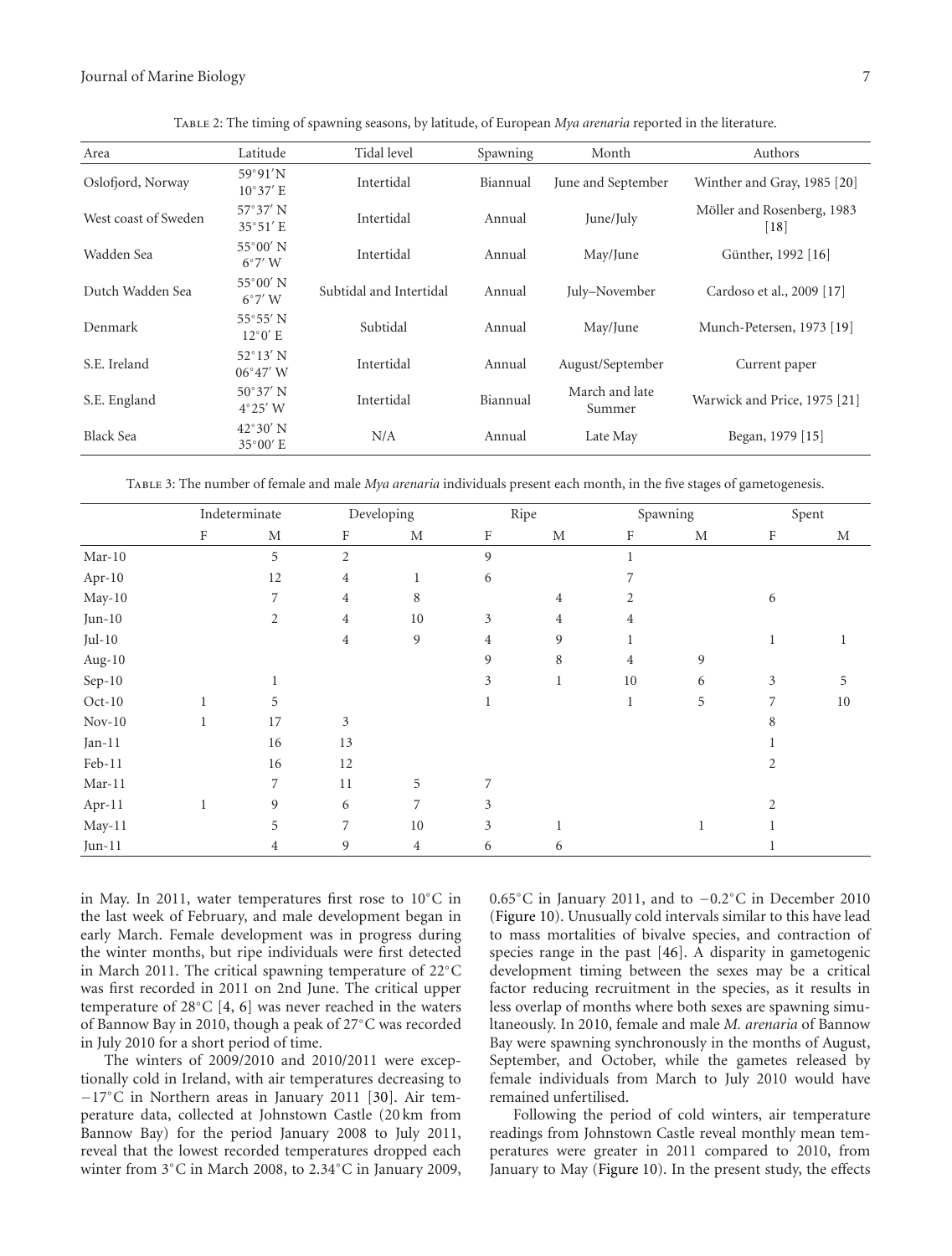Table 2: The timing of spawning seasons, by latitude, of European *Mya arenaria* reported in the literature.

| Area | Latitude | Tidal level | Spawning | Month | Authors |
|---|---|---|---|---|---|
| Oslofjord, Norway | 59°91′N 10°37′ E | Intertidal | Biannual | June and September | Winther and Gray, 1985 [20] |
| West coast of Sweden | 57°37′ N 35°51′ E | Intertidal | Annual | June/July | Möller and Rosenberg, 1983 [18] |
| Wadden Sea | 55°00′ N 6°7′ W | Intertidal | Annual | May/June | Günther, 1992 [16] |
| Dutch Wadden Sea | 55°00′ N 6°7′ W | Subtidal and Intertidal | Annual | July–November | Cardoso et al., 2009 [17] |
| Denmark | 55°55′ N 12°0′ E | Subtidal | Annual | May/June | Munch-Petersen, 1973 [19] |
| S.E. Ireland | 52°13′ N 06°47′ W | Intertidal | Annual | August/September | Current paper |
| S.E. England | 50°37′ N 4°25′ W | Intertidal | Biannual | March and late Summer | Warwick and Price, 1975 [21] |
| Black Sea | 42°30′ N 35°00′ E | N/A | Annual | Late May | Began, 1979 [15] |

Table 3: The number of female and male *Mya arenaria* individuals present each month, in the five stages of gametogenesis.

| | Indeterminate | | Developing | | Ripe | | Spawning | | Spent | |
|---|---|---|---|---|---|---|---|---|---|---|
| | F | M | F | M | F | M | F | M | F | M |
| Mar-10 | | 5 | 2 | | 9 | | 1 | | | |
| Apr-10 | | 12 | 4 | 1 | 6 | | 7 | | | |
| May-10 | | 7 | 4 | 8 | | 4 | 2 | | 6 | |
| Jun-10 | | 2 | 4 | 10 | 3 | 4 | 4 | | | |
| Jul-10 | | | 4 | 9 | 4 | 9 | 1 | | 1 | 1 |
| Aug-10 | | | | | 9 | 8 | 4 | 9 | | |
| Sep-10 | | 1 | | | 3 | 1 | 10 | 6 | 3 | 5 |
| Oct-10 | 1 | 5 | | | 1 | | 1 | 5 | 7 | 10 |
| Nov-10 | 1 | 17 | 3 | | | | | | 8 | |
| Jan-11 | | 16 | 13 | | | | | | 1 | |
| Feb-11 | | 16 | 12 | | | | | | 2 | |
| Mar-11 | | 7 | 11 | 5 | 7 | | | | | |
| Apr-11 | 1 | 9 | 6 | 7 | 3 | | | | 2 | |
| May-11 | | 5 | 7 | 10 | 3 | 1 | | 1 | 1 | |
| Jun-11 | | 4 | 9 | 4 | 6 | 6 | | | 1 | |

in May. In 2011, water temperatures first rose to 10°C in the last week of February, and male development began in early March. Female development was in progress during the winter months, but ripe individuals were first detected in March 2011. The critical spawning temperature of 22°C was first recorded in 2011 on 2nd June. The critical upper temperature of 28°C [4, 6] was never reached in the waters of Bannow Bay in 2010, though a peak of 27°C was recorded in July 2010 for a short period of time.

The winters of 2009/2010 and 2010/2011 were exceptionally cold in Ireland, with air temperatures decreasing to −17°C in Northern areas in January 2011 [30]. Air temperature data, collected at Johnstown Castle (20 km from Bannow Bay) for the period January 2008 to July 2011, reveal that the lowest recorded temperatures dropped each winter from 3°C in March 2008, to 2.34°C in January 2009, 0.65°C in January 2011, and to −0.2°C in December 2010 (Figure 10). Unusually cold intervals similar to this have lead to mass mortalities of bivalve species, and contraction of species range in the past [46]. A disparity in gametogenic development timing between the sexes may be a critical factor reducing recruitment in the species, as it results in less overlap of months where both sexes are spawning simultaneously. In 2010, female and male *M. arenaria* of Bannow Bay were spawning synchronously in the months of August, September, and October, while the gametes released by female individuals from March to July 2010 would have remained unfertilised.

Following the period of cold winters, air temperature readings from Johnstown Castle reveal monthly mean temperatures were greater in 2011 compared to 2010, from January to May (Figure 10). In the present study, the effects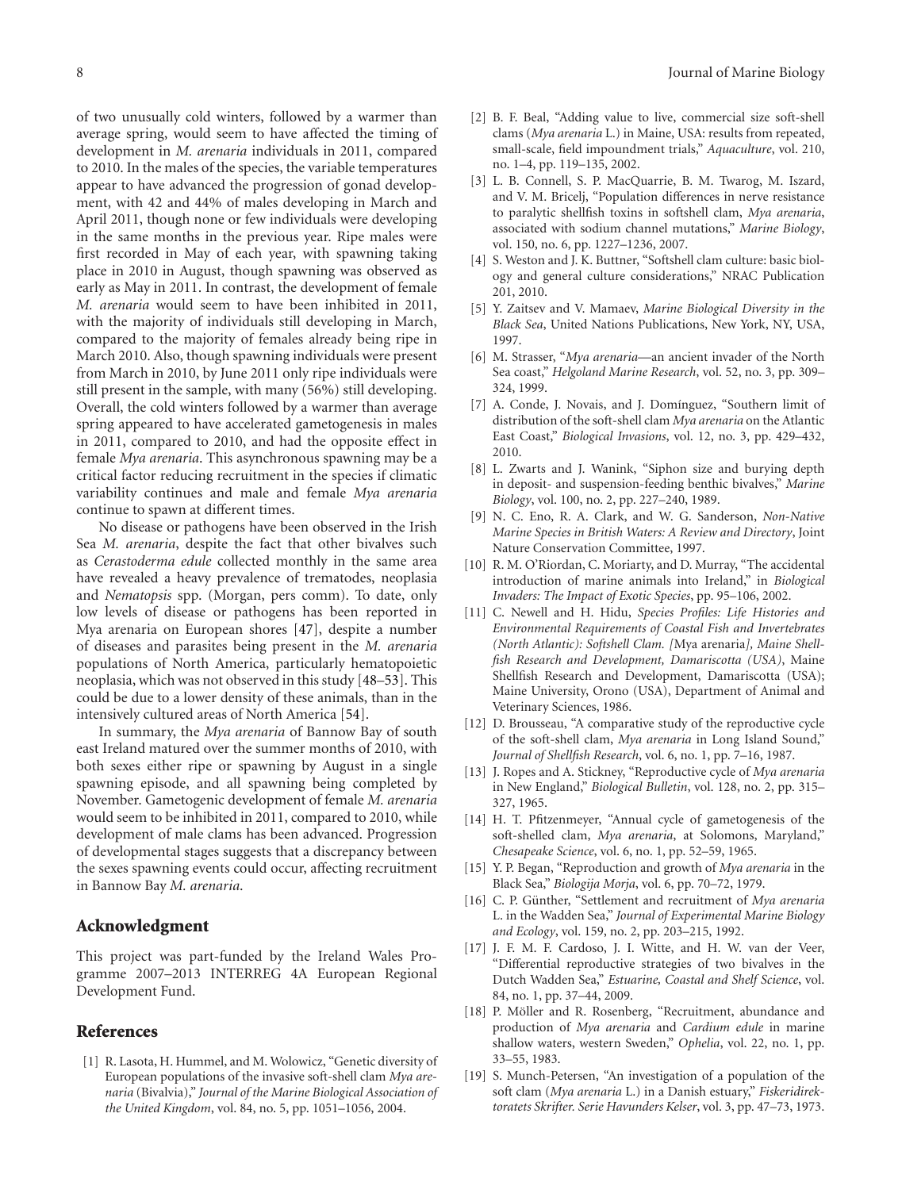of two unusually cold winters, followed by a warmer than average spring, would seem to have affected the timing of development in *M. arenaria* individuals in 2011, compared to 2010. In the males of the species, the variable temperatures appear to have advanced the progression of gonad development, with 42 and 44% of males developing in March and April 2011, though none or few individuals were developing in the same months in the previous year. Ripe males were first recorded in May of each year, with spawning taking place in 2010 in August, though spawning was observed as early as May in 2011. In contrast, the development of female *M. arenaria* would seem to have been inhibited in 2011, with the majority of individuals still developing in March, compared to the majority of females already being ripe in March 2010. Also, though spawning individuals were present from March in 2010, by June 2011 only ripe individuals were still present in the sample, with many (56%) still developing. Overall, the cold winters followed by a warmer than average spring appeared to have accelerated gametogenesis in males in 2011, compared to 2010, and had the opposite effect in female *Mya arenaria*. This asynchronous spawning may be a critical factor reducing recruitment in the species if climatic variability continues and male and female *Mya arenaria* continue to spawn at different times.

No disease or pathogens have been observed in the Irish Sea *M. arenaria*, despite the fact that other bivalves such as *Cerastoderma edule* collected monthly in the same area have revealed a heavy prevalence of trematodes, neoplasia and *Nematopsis* spp. (Morgan, pers comm). To date, only low levels of disease or pathogens has been reported in Mya arenaria on European shores [47], despite a number of diseases and parasites being present in the *M. arenaria* populations of North America, particularly hematopoietic neoplasia, which was not observed in this study [48–53]. This could be due to a lower density of these animals, than in the intensively cultured areas of North America [54].

In summary, the *Mya arenaria* of Bannow Bay of south east Ireland matured over the summer months of 2010, with both sexes either ripe or spawning by August in a single spawning episode, and all spawning being completed by November. Gametogenic development of female *M. arenaria* would seem to be inhibited in 2011, compared to 2010, while development of male clams has been advanced. Progression of developmental stages suggests that a discrepancy between the sexes spawning events could occur, affecting recruitment in Bannow Bay *M. arenaria*.

## Acknowledgment

This project was part-funded by the Ireland Wales Programme 2007–2013 INTERREG 4A European Regional Development Fund.

## References

[1] R. Lasota, H. Hummel, and M. Wolowicz, "Genetic diversity of European populations of the invasive soft-shell clam *Mya arenaria* (Bivalvia)," *Journal of the Marine Biological Association of the United Kingdom*, vol. 84, no. 5, pp. 1051–1056, 2004.

[2] B. F. Beal, "Adding value to live, commercial size soft-shell clams (*Mya arenaria* L.) in Maine, USA: results from repeated, small-scale, field impoundment trials," *Aquaculture*, vol. 210, no. 1–4, pp. 119–135, 2002.

[3] L. B. Connell, S. P. MacQuarrie, B. M. Twarog, M. Iszard, and V. M. Bricelj, "Population differences in nerve resistance to paralytic shellfish toxins in softshell clam, *Mya arenaria*, associated with sodium channel mutations," *Marine Biology*, vol. 150, no. 6, pp. 1227–1236, 2007.

[4] S. Weston and J. K. Buttner, "Softshell clam culture: basic biology and general culture considerations," NRAC Publication 201, 2010.

[5] Y. Zaitsev and V. Mamaev, *Marine Biological Diversity in the Black Sea*, United Nations Publications, New York, NY, USA, 1997.

[6] M. Strasser, "*Mya arenaria*—an ancient invader of the North Sea coast," *Helgoland Marine Research*, vol. 52, no. 3, pp. 309–324, 1999.

[7] A. Conde, J. Novais, and J. Domínguez, "Southern limit of distribution of the soft-shell clam *Mya arenaria* on the Atlantic East Coast," *Biological Invasions*, vol. 12, no. 3, pp. 429–432, 2010.

[8] L. Zwarts and J. Wanink, "Siphon size and burying depth in deposit- and suspension-feeding benthic bivalves," *Marine Biology*, vol. 100, no. 2, pp. 227–240, 1989.

[9] N. C. Eno, R. A. Clark, and W. G. Sanderson, *Non-Native Marine Species in British Waters: A Review and Directory*, Joint Nature Conservation Committee, 1997.

[10] R. M. O'Riordan, C. Moriarty, and D. Murray, "The accidental introduction of marine animals into Ireland," in *Biological Invaders: The Impact of Exotic Species*, pp. 95–106, 2002.

[11] C. Newell and H. Hidu, *Species Profiles: Life Histories and Environmental Requirements of Coastal Fish and Invertebrates (North Atlantic): Softshell Clam. [*Mya arenaria*], Maine Shellfish Research and Development, Damariscotta (USA)*, Maine Shellfish Research and Development, Damariscotta (USA); Maine University, Orono (USA), Department of Animal and Veterinary Sciences, 1986.

[12] D. Brousseau, "A comparative study of the reproductive cycle of the soft-shell clam, *Mya arenaria* in Long Island Sound," *Journal of Shellfish Research*, vol. 6, no. 1, pp. 7–16, 1987.

[13] J. Ropes and A. Stickney, "Reproductive cycle of *Mya arenaria* in New England," *Biological Bulletin*, vol. 128, no. 2, pp. 315–327, 1965.

[14] H. T. Pfitzenmeyer, "Annual cycle of gametogenesis of the soft-shelled clam, *Mya arenaria*, at Solomons, Maryland," *Chesapeake Science*, vol. 6, no. 1, pp. 52–59, 1965.

[15] Y. P. Began, "Reproduction and growth of *Mya arenaria* in the Black Sea," *Biologija Morja*, vol. 6, pp. 70–72, 1979.

[16] C. P. Günther, "Settlement and recruitment of *Mya arenaria* L. in the Wadden Sea," *Journal of Experimental Marine Biology and Ecology*, vol. 159, no. 2, pp. 203–215, 1992.

[17] J. F. M. F. Cardoso, J. I. Witte, and H. W. van der Veer, "Differential reproductive strategies of two bivalves in the Dutch Wadden Sea," *Estuarine, Coastal and Shelf Science*, vol. 84, no. 1, pp. 37–44, 2009.

[18] P. Möller and R. Rosenberg, "Recruitment, abundance and production of *Mya arenaria* and *Cardium edule* in marine shallow waters, western Sweden," *Ophelia*, vol. 22, no. 1, pp. 33–55, 1983.

[19] S. Munch-Petersen, "An investigation of a population of the soft clam (*Mya arenaria* L.) in a Danish estuary," *Fiskeridirektoratets Skrifter. Serie Havunders Kelser*, vol. 3, pp. 47–73, 1973.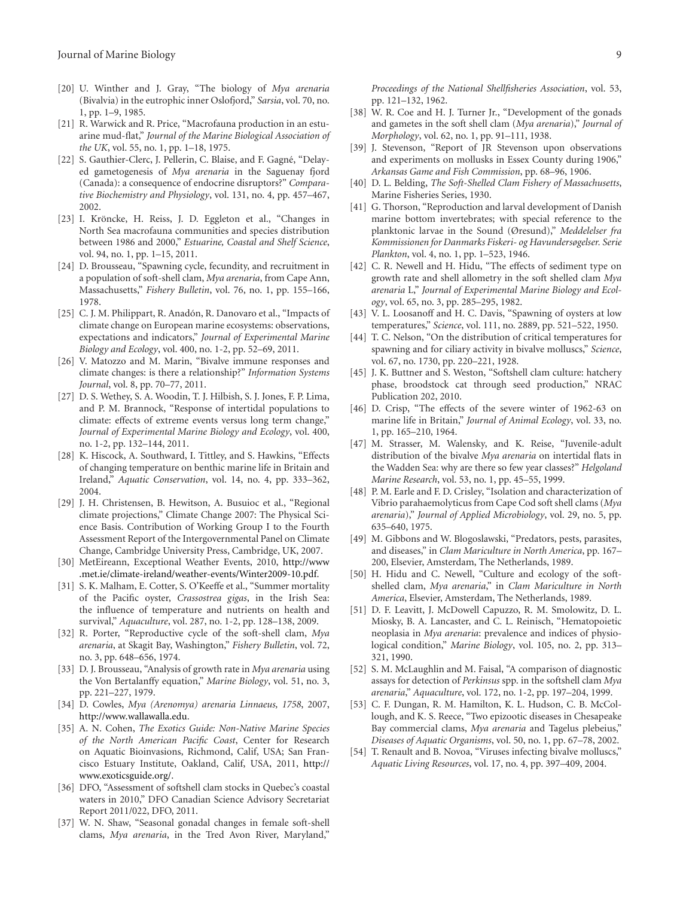[20] U. Winther and J. Gray, "The biology of *Mya arenaria* (Bivalvia) in the eutrophic inner Oslofjord," *Sarsia*, vol. 70, no. 1, pp. 1–9, 1985.

[21] R. Warwick and R. Price, "Macrofauna production in an estuarine mud-flat," *Journal of the Marine Biological Association of the UK*, vol. 55, no. 1, pp. 1–18, 1975.

[22] S. Gauthier-Clerc, J. Pellerin, C. Blaise, and F. Gagné, "Delayed gametogenesis of *Mya arenaria* in the Saguenay fjord (Canada): a consequence of endocrine disruptors?" *Comparative Biochemistry and Physiology*, vol. 131, no. 4, pp. 457–467, 2002.

[23] I. Kröncke, H. Reiss, J. D. Eggleton et al., "Changes in North Sea macrofauna communities and species distribution between 1986 and 2000," *Estuarine, Coastal and Shelf Science*, vol. 94, no. 1, pp. 1–15, 2011.

[24] D. Brousseau, "Spawning cycle, fecundity, and recruitment in a population of soft-shell clam, *Mya arenaria*, from Cape Ann, Massachusetts," *Fishery Bulletin*, vol. 76, no. 1, pp. 155–166, 1978.

[25] C. J. M. Philippart, R. Anadón, R. Danovaro et al., "Impacts of climate change on European marine ecosystems: observations, expectations and indicators," *Journal of Experimental Marine Biology and Ecology*, vol. 400, no. 1-2, pp. 52–69, 2011.

[26] V. Matozzo and M. Marin, "Bivalve immune responses and climate changes: is there a relationship?" *Information Systems Journal*, vol. 8, pp. 70–77, 2011.

[27] D. S. Wethey, S. A. Woodin, T. J. Hilbish, S. J. Jones, F. P. Lima, and P. M. Brannock, "Response of intertidal populations to climate: effects of extreme events versus long term change," *Journal of Experimental Marine Biology and Ecology*, vol. 400, no. 1-2, pp. 132–144, 2011.

[28] K. Hiscock, A. Southward, I. Tittley, and S. Hawkins, "Effects of changing temperature on benthic marine life in Britain and Ireland," *Aquatic Conservation*, vol. 14, no. 4, pp. 333–362, 2004.

[29] J. H. Christensen, B. Hewitson, A. Busuioc et al., "Regional climate projections," Climate Change 2007: The Physical Science Basis. Contribution of Working Group I to the Fourth Assessment Report of the Intergovernmental Panel on Climate Change, Cambridge University Press, Cambridge, UK, 2007.

[30] MetEireann, Exceptional Weather Events, 2010, http://www.met.ie/climate-ireland/weather-events/Winter2009-10.pdf.

[31] S. K. Malham, E. Cotter, S. O'Keeffe et al., "Summer mortality of the Pacific oyster, *Crassostrea gigas*, in the Irish Sea: the influence of temperature and nutrients on health and survival," *Aquaculture*, vol. 287, no. 1-2, pp. 128–138, 2009.

[32] R. Porter, "Reproductive cycle of the soft-shell clam, *Mya arenaria*, at Skagit Bay, Washington," *Fishery Bulletin*, vol. 72, no. 3, pp. 648–656, 1974.

[33] D. J. Brousseau, "Analysis of growth rate in *Mya arenaria* using the Von Bertalanffy equation," *Marine Biology*, vol. 51, no. 3, pp. 221–227, 1979.

[34] D. Cowles, *Mya (Arenomya) arenaria Linnaeus, 1758*, 2007, http://www.wallawalla.edu.

[35] A. N. Cohen, *The Exotics Guide: Non-Native Marine Species of the North American Pacific Coast*, Center for Research on Aquatic Bioinvasions, Richmond, Calif, USA; San Francisco Estuary Institute, Oakland, Calif, USA, 2011, http://www.exoticsguide.org/.

[36] DFO, "Assessment of softshell clam stocks in Quebec's coastal waters in 2010," DFO Canadian Science Advisory Secretariat Report 2011/022, DFO, 2011.

[37] W. N. Shaw, "Seasonal gonadal changes in female soft-shell clams, *Mya arenaria*, in the Tred Avon River, Maryland," *Proceedings of the National Shellfisheries Association*, vol. 53, pp. 121–132, 1962.

[38] W. R. Coe and H. J. Turner Jr., "Development of the gonads and gametes in the soft shell clam (*Mya arenaria*)," *Journal of Morphology*, vol. 62, no. 1, pp. 91–111, 1938.

[39] J. Stevenson, "Report of JR Stevenson upon observations and experiments on mollusks in Essex County during 1906," *Arkansas Game and Fish Commission*, pp. 68–96, 1906.

[40] D. L. Belding, *The Soft-Shelled Clam Fishery of Massachusetts*, Marine Fisheries Series, 1930.

[41] G. Thorson, "Reproduction and larval development of Danish marine bottom invertebrates; with special reference to the planktonic larvae in the Sound (Øresund)," *Meddelelser fra Kommissionen for Danmarks Fiskeri- og Havundersøgelser. Serie Plankton*, vol. 4, no. 1, pp. 1–523, 1946.

[42] C. R. Newell and H. Hidu, "The effects of sediment type on growth rate and shell allometry in the soft shelled clam *Mya arenaria* L," *Journal of Experimental Marine Biology and Ecology*, vol. 65, no. 3, pp. 285–295, 1982.

[43] V. L. Loosanoff and H. C. Davis, "Spawning of oysters at low temperatures," *Science*, vol. 111, no. 2889, pp. 521–522, 1950.

[44] T. C. Nelson, "On the distribution of critical temperatures for spawning and for ciliary activity in bivalve molluscs," *Science*, vol. 67, no. 1730, pp. 220–221, 1928.

[45] J. K. Buttner and S. Weston, "Softshell clam culture: hatchery phase, broodstock cat through seed production," NRAC Publication 202, 2010.

[46] D. Crisp, "The effects of the severe winter of 1962-63 on marine life in Britain," *Journal of Animal Ecology*, vol. 33, no. 1, pp. 165–210, 1964.

[47] M. Strasser, M. Walensky, and K. Reise, "Juvenile-adult distribution of the bivalve *Mya arenaria* on intertidal flats in the Wadden Sea: why are there so few year classes?" *Helgoland Marine Research*, vol. 53, no. 1, pp. 45–55, 1999.

[48] P. M. Earle and F. D. Crisley, "Isolation and characterization of Vibrio parahaemolyticus from Cape Cod soft shell clams (*Mya arenaria*)," *Journal of Applied Microbiology*, vol. 29, no. 5, pp. 635–640, 1975.

[49] M. Gibbons and W. Blogoslawski, "Predators, pests, parasites, and diseases," in *Clam Mariculture in North America*, pp. 167–200, Elsevier, Amsterdam, The Netherlands, 1989.

[50] H. Hidu and C. Newell, "Culture and ecology of the soft-shelled clam, *Mya arenaria*," in *Clam Mariculture in North America*, Elsevier, Amsterdam, The Netherlands, 1989.

[51] D. F. Leavitt, J. McDowell Capuzzo, R. M. Smolowitz, D. L. Miosky, B. A. Lancaster, and C. L. Reinisch, "Hematopoietic neoplasia in *Mya arenaria*: prevalence and indices of physiological condition," *Marine Biology*, vol. 105, no. 2, pp. 313–321, 1990.

[52] S. M. McLaughlin and M. Faisal, "A comparison of diagnostic assays for detection of *Perkinsus* spp. in the softshell clam *Mya arenaria*," *Aquaculture*, vol. 172, no. 1-2, pp. 197–204, 1999.

[53] C. F. Dungan, R. M. Hamilton, K. L. Hudson, C. B. McCollough, and K. S. Reece, "Two epizootic diseases in Chesapeake Bay commercial clams, *Mya arenaria* and Tagelus plebeius," *Diseases of Aquatic Organisms*, vol. 50, no. 1, pp. 67–78, 2002.

[54] T. Renault and B. Novoa, "Viruses infecting bivalve molluscs," *Aquatic Living Resources*, vol. 17, no. 4, pp. 397–409, 2004.